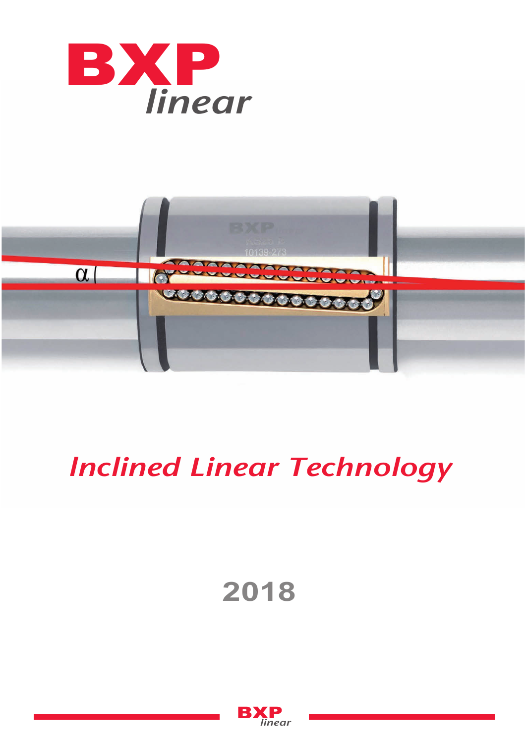# BXP linear

## *Inclined Linear Technology*

**2018**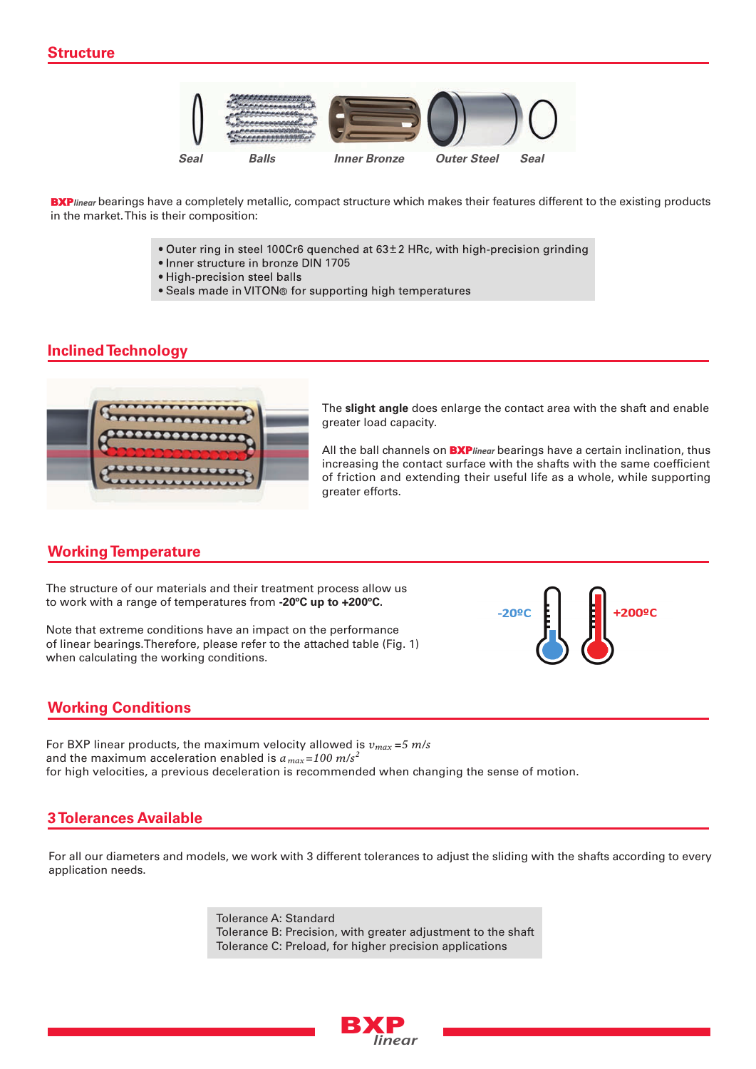## Structure

Seal | Balls | Inner Bronze | Outer Steel | Seal

**BXP***linear* bearings have a completely metallic, compact structure which makes their features different to the existing products in the market. This is their composition:

- Outer ring in steel 100Cr6 quenched at 63±2 HRc, with high-precision grinding
- Inner structure in bronze DIN 1705
- High-precision steel balls
- Seals made in VITON® for supporting high temperatures

## Inclined Technology

The **slight angle** does enlarge the contact area with the shaft and enable greater load capacity.

All the ball channels on **BXP***linear* bearings have a certain inclination, thus increasing the contact surface with the shafts with the same coefficient of friction and extending their useful life as a whole, while supporting greater efforts.

## Working Temperature

The structure of our materials and their treatment process allow us to work with a range of temperatures from **-20ºC up to +200ºC.**

Note that extreme conditions have an impact on the performance of linear bearings. Therefore, please refer to the attached table (Fig. 1) when calculating the working conditions.

-20ºC | +200ºC

## Working Conditions

For BXP linear products, the maximum velocity allowed is $v_{max} = 5\ m/s$
and the maximum acceleration enabled is $a_{max} = 100\ m/s^2$
for high velocities, a previous deceleration is recommended when changing the sense of motion.

## 3 Tolerances Available

For all our diameters and models, we work with 3 different tolerances to adjust the sliding with the shafts according to every application needs.

Tolerance A: Standard
Tolerance B: Precision, with greater adjustment to the shaft
Tolerance C: Preload, for higher precision applications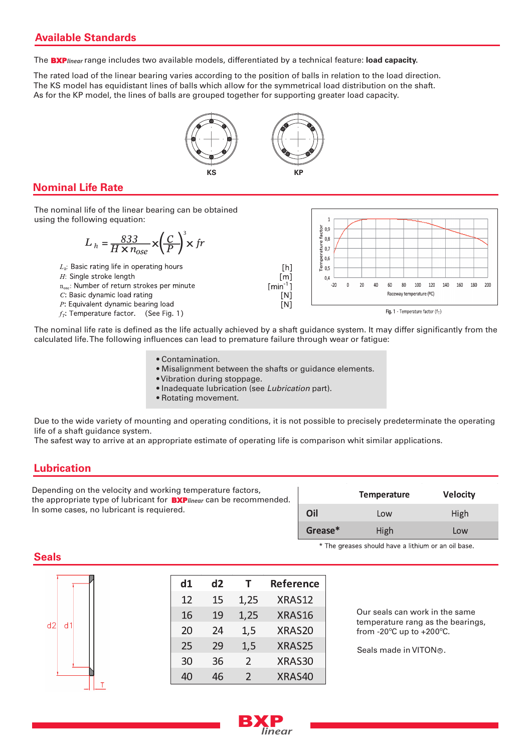## Available Standards

The **BXP***linear* range includes two available models, differentiated by a technical feature: **load capacity.**

The rated load of the linear bearing varies according to the position of balls in relation to the load direction.
The KS model has equidistant lines of balls which allow for the symmetrical load distribution on the shaft.
As for the KP model, the lines of balls are grouped together for supporting greater load capacity.

KS KP

## Nominal Life Rate

The nominal life of the linear bearing can be obtained using the following equation:

$$L_h = \frac{833}{H \times n_{ose}} \times \left(\frac{C}{P}\right)^3 \times fr$$

$L_h$: Basic rating life in operating hours [h]
$H$: Single stroke length [m]
$n_{osc}$: Number of return strokes per minute [min$^{-1}$]
$C$: Basic dynamic load rating [N]
$P$: Equivalent dynamic bearing load [N]
$f_T$: Temperature factor. (See Fig. 1)

Fig. 1 - Temperature factor ($f_T$)

The nominal life rate is defined as the life actually achieved by a shaft guidance system. It may differ significantly from the calculated life. The following influences can lead to premature failure through wear or fatigue:

- Contamination.
- Misalignment between the shafts or guidance elements.
- Vibration during stoppage.
- Inadequate lubrication (see *Lubrication* part).
- Rotating movement.

Due to the wide variety of mounting and operating conditions, it is not possible to precisely predeterminate the operating life of a shaft guidance system.
The safest way to arrive at an appropriate estimate of operating life is comparison whit similar applications.

## Lubrication

Depending on the velocity and working temperature factors, the appropriate type of lubricant for **BXP***linear* can be recommended.
In some cases, no lubricant is requiered.

| | Temperature | Velocity |
|---|---|---|
| **Oil** | Low | High |
| **Grease*** | High | Low |

\* The greases should have a lithium or an oil base.

## Seals

| d1 | d2 | T | Reference |
|---|---|---|---|
| 12 | 15 | 1,25 | XRAS12 |
| 16 | 19 | 1,25 | XRAS16 |
| 20 | 24 | 1,5 | XRAS20 |
| 25 | 29 | 1,5 | XRAS25 |
| 30 | 36 | 2 | XRAS30 |
| 40 | 46 | 2 | XRAS40 |

Our seals can work in the same temperature rang as the bearings, from -20ºC up to +200ºC.

Seals made in VITON®.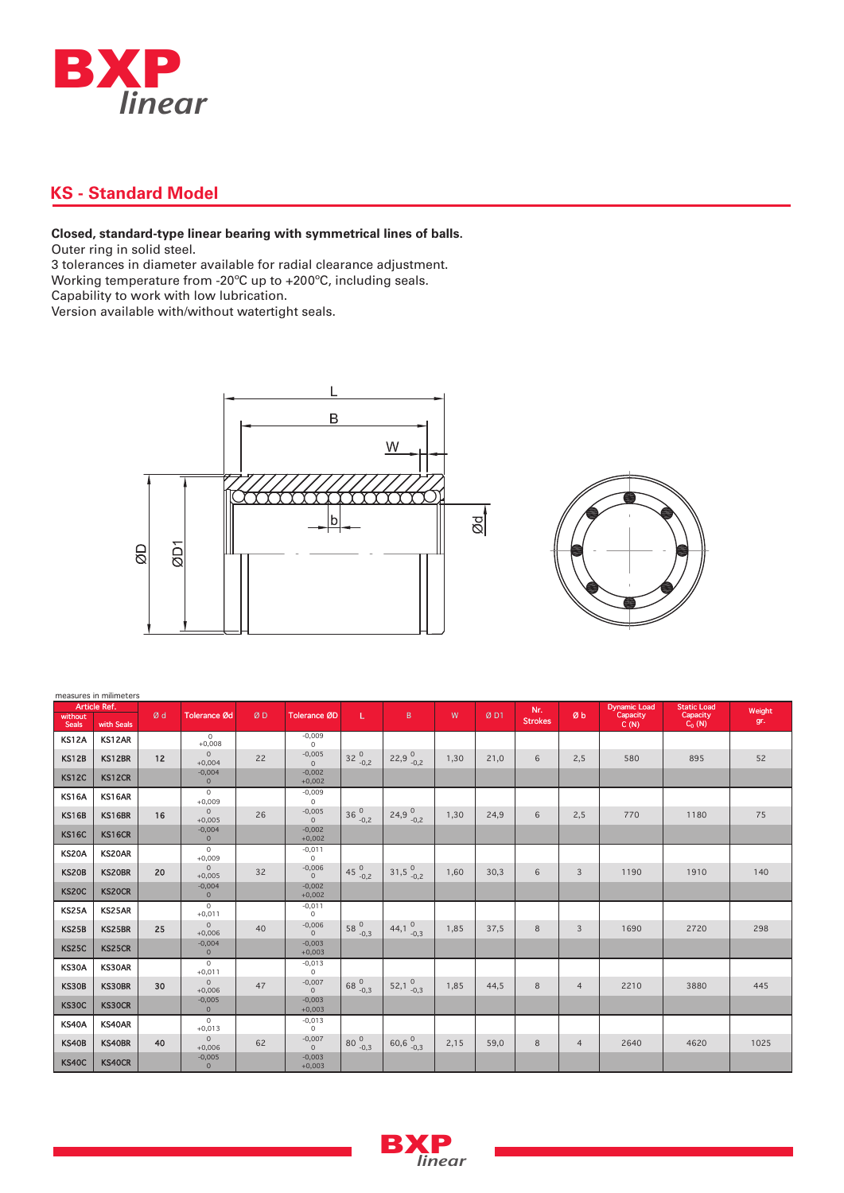## KS - Standard Model

**Closed, standard-type linear bearing with symmetrical lines of balls.**
Outer ring in solid steel.
3 tolerances in diameter available for radial clearance adjustment.
Working temperature from -20ºC up to +200ºC, including seals.
Capability to work with low lubrication.
Version available with/without watertight seals.

measures in milimeters

| Article Ref. without Seals | Article Ref. with Seals | Ø d | Tolerance Ød | Ø D | Tolerance ØD | L | B | W | Ø D1 | Nr. Strokes | Ø b | Dynamic Load Capacity C (N) | Static Load Capacity $C_0$ (N) | Weight gr. |
|---|---|---|---|---|---|---|---|---|---|---|---|---|---|---|
| KS12A | KS12AR | | 0 / +0,008 | | -0,009 / 0 | | | | | | | | | |
| KS12B | KS12BR | 12 | 0 / +0,004 | 22 | -0,005 / 0 | $32^{0}_{-0,2}$ | $22,9^{0}_{-0,2}$ | 1,30 | 21,0 | 6 | 2,5 | 580 | 895 | 52 |
| KS12C | KS12CR | | -0,004 / 0 | | -0,002 / +0,002 | | | | | | | | | |
| KS16A | KS16AR | | 0 / +0,009 | | -0,009 / 0 | | | | | | | | | |
| KS16B | KS16BR | 16 | 0 / +0,005 | 26 | -0,005 / 0 | $36^{0}_{-0,2}$ | $24,9^{0}_{-0,2}$ | 1,30 | 24,9 | 6 | 2,5 | 770 | 1180 | 75 |
| KS16C | KS16CR | | -0,004 / 0 | | -0,002 / +0,002 | | | | | | | | | |
| KS20A | KS20AR | | 0 / +0,009 | | -0,011 / 0 | | | | | | | | | |
| KS20B | KS20BR | 20 | 0 / +0,005 | 32 | -0,006 / 0 | $45^{0}_{-0,2}$ | $31,5^{0}_{-0,2}$ | 1,60 | 30,3 | 6 | 3 | 1190 | 1910 | 140 |
| KS20C | KS20CR | | -0,004 / 0 | | -0,002 / +0,002 | | | | | | | | | |
| KS25A | KS25AR | | 0 / +0,011 | | -0,011 / 0 | | | | | | | | | |
| KS25B | KS25BR | 25 | 0 / +0,006 | 40 | -0,006 / 0 | $58^{0}_{-0,3}$ | $44,1^{0}_{-0,3}$ | 1,85 | 37,5 | 8 | 3 | 1690 | 2720 | 298 |
| KS25C | KS25CR | | -0,004 / 0 | | -0,003 / +0,003 | | | | | | | | | |
| KS30A | KS30AR | | 0 / +0,011 | | -0,013 / 0 | | | | | | | | | |
| KS30B | KS30BR | 30 | 0 / +0,006 | 47 | -0,007 / 0 | $68^{0}_{-0,3}$ | $52,1^{0}_{-0,3}$ | 1,85 | 44,5 | 8 | 4 | 2210 | 3880 | 445 |
| KS30C | KS30CR | | -0,005 / 0 | | -0,003 / +0,003 | | | | | | | | | |
| KS40A | KS40AR | | 0 / +0,013 | | -0,013 / 0 | | | | | | | | | |
| KS40B | KS40BR | 40 | 0 / +0,006 | 62 | -0,007 / 0 | $80^{0}_{-0,3}$ | $60,6^{0}_{-0,3}$ | 2,15 | 59,0 | 8 | 4 | 2640 | 4620 | 1025 |
| KS40C | KS40CR | | -0,005 / 0 | | -0,003 / +0,003 | | | | | | | | | |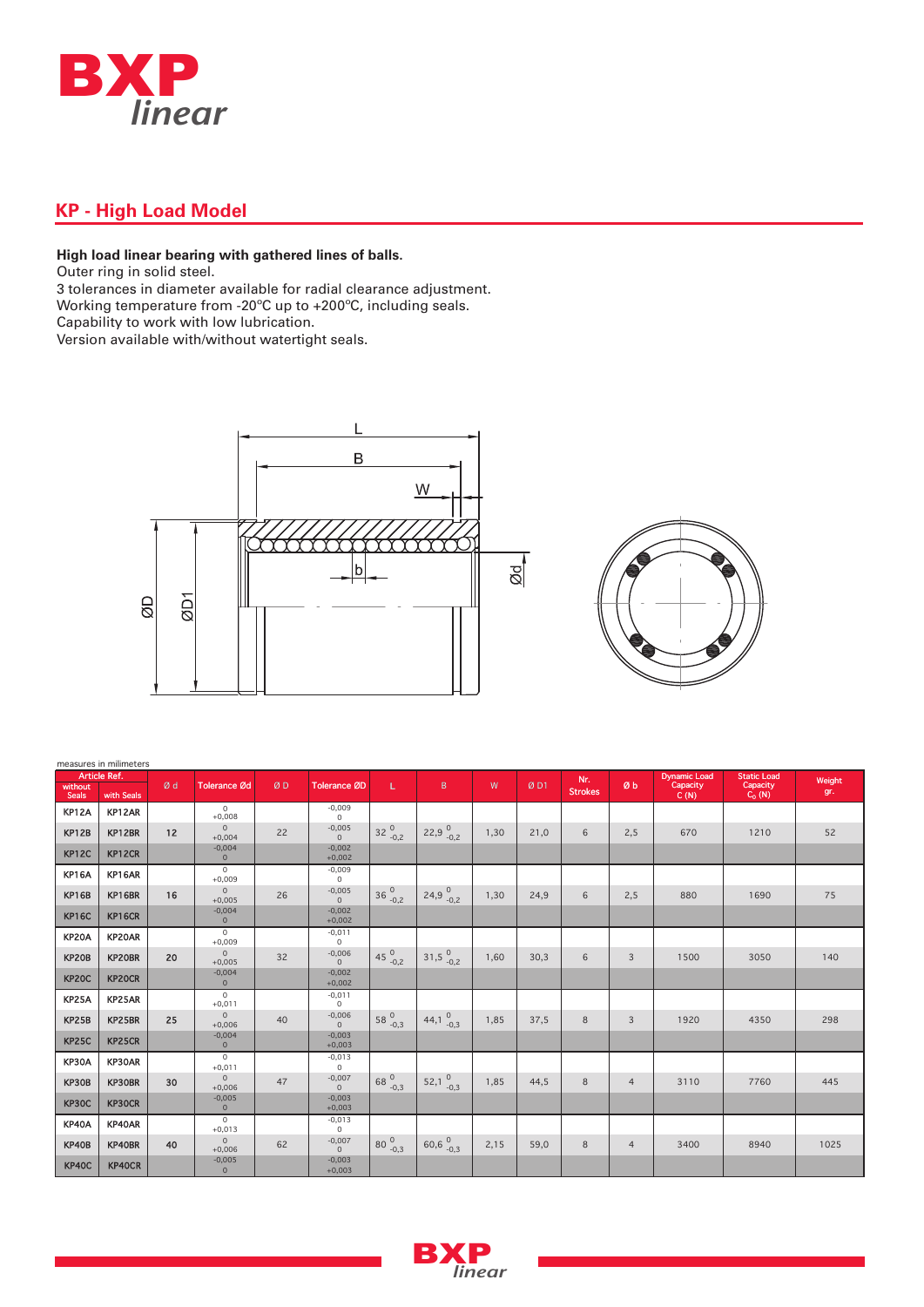## KP - High Load Model

**High load linear bearing with gathered lines of balls.**
Outer ring in solid steel.
3 tolerances in diameter available for radial clearance adjustment.
Working temperature from -20ºC up to +200ºC, including seals.
Capability to work with low lubrication.
Version available with/without watertight seals.

measures in milimeters

| Article Ref. without Seals | Article Ref. with Seals | Ø d | Tolerance Ød | Ø D | Tolerance ØD | L | B | W | Ø D1 | Nr. Strokes | Ø b | Dynamic Load Capacity C (N) | Static Load Capacity $C_0$ (N) | Weight gr. |
|---|---|---|---|---|---|---|---|---|---|---|---|---|---|---|
| KP12A | KP12AR | 12 | 0 / +0,008 | 22 | -0,009 / 0 | $32^{\ 0}_{-0,2}$ | $22,9^{\ 0}_{-0,2}$ | 1,30 | 21,0 | 6 | 2,5 | 670 | 1210 | 52 |
| KP12B | KP12BR | | 0 / +0,004 | | -0,005 / 0 | | | | | | | | | |
| KP12C | KP12CR | | -0,004 / 0 | | -0,002 / +0,002 | | | | | | | | | |
| KP16A | KP16AR | 16 | 0 / +0,009 | 26 | -0,009 / 0 | $36^{\ 0}_{-0,2}$ | $24,9^{\ 0}_{-0,2}$ | 1,30 | 24,9 | 6 | 2,5 | 880 | 1690 | 75 |
| KP16B | KP16BR | | 0 / +0,005 | | -0,005 / 0 | | | | | | | | | |
| KP16C | KP16CR | | -0,004 / 0 | | -0,002 / +0,002 | | | | | | | | | |
| KP20A | KP20AR | 20 | 0 / +0,009 | 32 | -0,011 / 0 | $45^{\ 0}_{-0,2}$ | $31,5^{\ 0}_{-0,2}$ | 1,60 | 30,3 | 6 | 3 | 1500 | 3050 | 140 |
| KP20B | KP20BR | | 0 / +0,005 | | -0,006 / 0 | | | | | | | | | |
| KP20C | KP20CR | | -0,004 / 0 | | -0,002 / +0,002 | | | | | | | | | |
| KP25A | KP25AR | 25 | 0 / +0,011 | 40 | -0,011 / 0 | $58^{\ 0}_{-0,3}$ | $44,1^{\ 0}_{-0,3}$ | 1,85 | 37,5 | 8 | 3 | 1920 | 4350 | 298 |
| KP25B | KP25BR | | 0 / +0,006 | | -0,006 / 0 | | | | | | | | | |
| KP25C | KP25CR | | -0,004 / 0 | | -0,003 / +0,003 | | | | | | | | | |
| KP30A | KP30AR | 30 | 0 / +0,011 | 47 | -0,013 / 0 | $68^{\ 0}_{-0,3}$ | $52,1^{\ 0}_{-0,3}$ | 1,85 | 44,5 | 8 | 4 | 3110 | 7760 | 445 |
| KP30B | KP30BR | | 0 / +0,006 | | -0,007 / 0 | | | | | | | | | |
| KP30C | KP30CR | | -0,005 / 0 | | -0,003 / +0,003 | | | | | | | | | |
| KP40A | KP40AR | 40 | 0 / +0,013 | 62 | -0,013 / 0 | $80^{\ 0}_{-0,3}$ | $60,6^{\ 0}_{-0,3}$ | 2,15 | 59,0 | 8 | 4 | 3400 | 8940 | 1025 |
| KP40B | KP40BR | | 0 / +0,006 | | -0,007 / 0 | | | | | | | | | |
| KP40C | KP40CR | | -0,005 / 0 | | -0,003 / +0,003 | | | | | | | | | |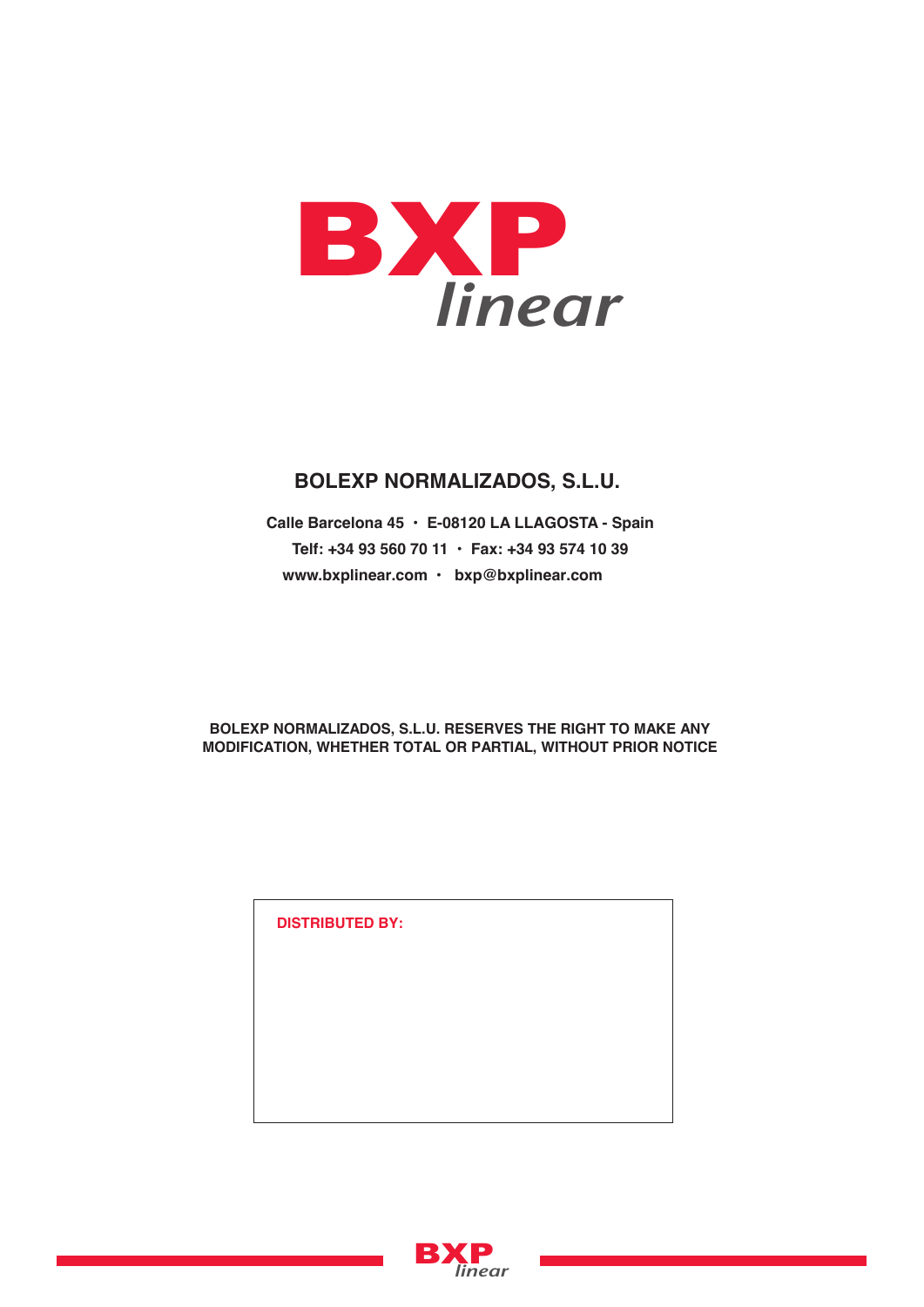# BXP linear

## BOLEXP NORMALIZADOS, S.L.U.

**Calle Barcelona 45 • E-08120 LA LLAGOSTA - Spain**
**Telf: +34 93 560 70 11 • Fax: +34 93 574 10 39**
**www.bxplinear.com • bxp@bxplinear.com**

**BOLEXP NORMALIZADOS, S.L.U. RESERVES THE RIGHT TO MAKE ANY MODIFICATION, WHETHER TOTAL OR PARTIAL, WITHOUT PRIOR NOTICE**

**DISTRIBUTED BY:**